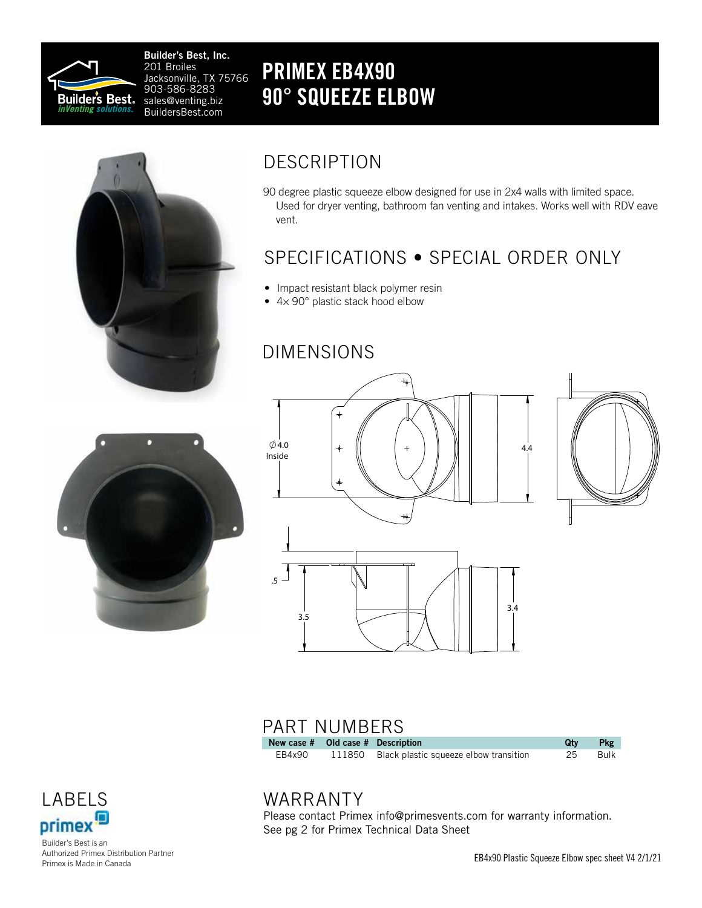**Builder's Best, Inc.**
201 Broiles
Jacksonville, TX 75766
903-586-8283
sales@venting.biz
BuildersBest.com

# PRIMEX EB4X90 90° SQUEEZE ELBOW

## DESCRIPTION

90 degree plastic squeeze elbow designed for use in 2x4 walls with limited space. Used for dryer venting, bathroom fan venting and intakes. Works well with RDV eave vent.

## SPECIFICATIONS • SPECIAL ORDER ONLY

- Impact resistant black polymer resin
- 4× 90° plastic stack hood elbow

## DIMENSIONS

∅4.0 Inside

4.4

.5

3.5

3.4

## PART NUMBERS

| New case # | Old case # | Description | Qty | Pkg |
|---|---|---|---|---|
| EB4x90 | 111850 | Black plastic squeeze elbow transition | 25 | Bulk |

## LABELS

primex

Builder's Best is an Authorized Primex Distribution Partner
Primex is Made in Canada

## WARRANTY

Please contact Primex info@primesvents.com for warranty information.
See pg 2 for Primex Technical Data Sheet

EB4x90 Plastic Squeeze Elbow spec sheet V4 2/1/21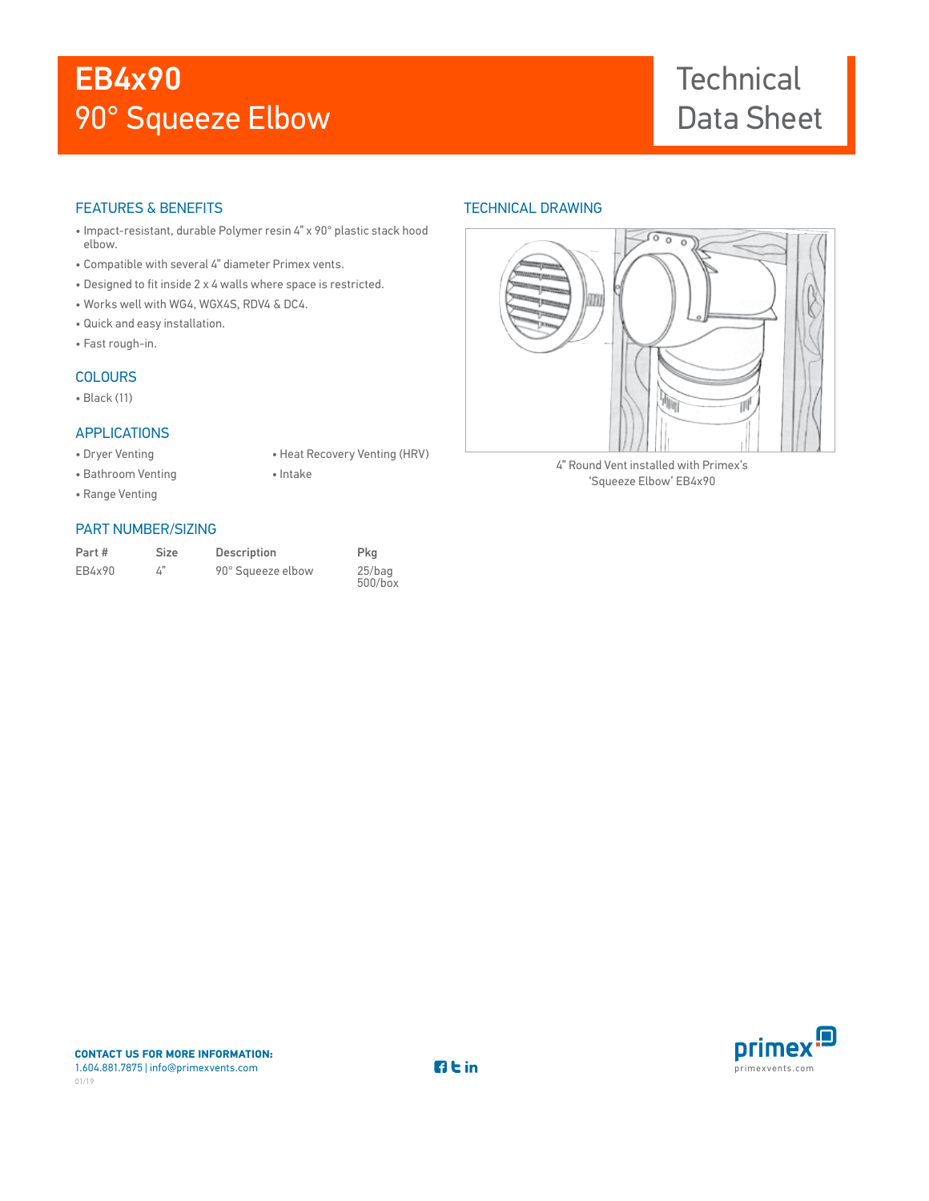# EB4x90
## 90° Squeeze Elbow

Technical Data Sheet

### FEATURES & BENEFITS

- Impact-resistant, durable Polymer resin 4" x 90° plastic stack hood elbow.
- Compatible with several 4" diameter Primex vents.
- Designed to fit inside 2 x 4 walls where space is restricted.
- Works well with WG4, WGX4S, RDV4 & DC4.
- Quick and easy installation.
- Fast rough-in.

### COLOURS

- Black (11)

### APPLICATIONS

- Dryer Venting
- Bathroom Venting
- Range Venting
- Heat Recovery Venting (HRV)
- Intake

### PART NUMBER/SIZING

| Part # | Size | Description | Pkg |
|---|---|---|---|
| EB4x90 | 4" | 90° Squeeze elbow | 25/bag 500/box |

### TECHNICAL DRAWING

4" Round Vent installed with Primex's 'Squeeze Elbow' EB4x90

**CONTACT US FOR MORE INFORMATION:**
1.604.881.7875 | info@primexvents.com
01/19

primex
primexvents.com